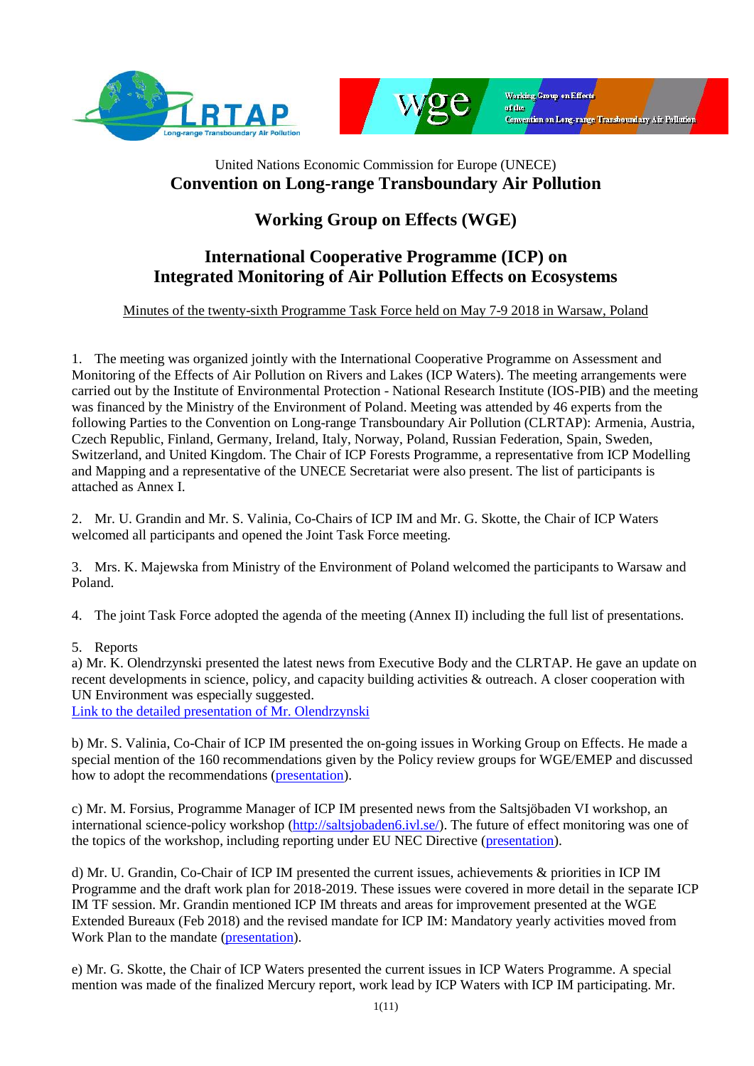United Nations Economic Commission for Europe (UNECE)

# Convention on Long-range Transboundary Air Pollution

## Working Group on Effects (WGE)

## International Cooperative Programme (ICP) on Integrated Monitoring of Air Pollution Effects on Ecosystems

Minutes of the twenty-sixth Programme Task Force held on May 7-9 2018 in Warsaw, Poland

1. The meeting was organized jointly with the International Cooperative Programme on Assessment and Monitoring of the Effects of Air Pollution on Rivers and Lakes (ICP Waters). The meeting arrangements were carried out by the Institute of Environmental Protection - National Research Institute (IOS-PIB) and the meeting was financed by the Ministry of the Environment of Poland. Meeting was attended by 46 experts from the following Parties to the Convention on Long-range Transboundary Air Pollution (CLRTAP): Armenia, Austria, Czech Republic, Finland, Germany, Ireland, Italy, Norway, Poland, Russian Federation, Spain, Sweden, Switzerland, and United Kingdom. The Chair of ICP Forests Programme, a representative from ICP Modelling and Mapping and a representative of the UNECE Secretariat were also present. The list of participants is attached as Annex I.

2. Mr. U. Grandin and Mr. S. Valinia, Co-Chairs of ICP IM and Mr. G. Skotte, the Chair of ICP Waters welcomed all participants and opened the Joint Task Force meeting.

3. Mrs. K. Majewska from Ministry of the Environment of Poland welcomed the participants to Warsaw and Poland.

4. The joint Task Force adopted the agenda of the meeting (Annex II) including the full list of presentations.

5. Reports

a) Mr. K. Olendrzynski presented the latest news from Executive Body and the CLRTAP. He gave an update on recent developments in science, policy, and capacity building activities & outreach. A closer cooperation with UN Environment was especially suggested.
Link to the detailed presentation of Mr. Olendrzynski

b) Mr. S. Valinia, Co-Chair of ICP IM presented the on-going issues in Working Group on Effects. He made a special mention of the 160 recommendations given by the Policy review groups for WGE/EMEP and discussed how to adopt the recommendations (presentation).

c) Mr. M. Forsius, Programme Manager of ICP IM presented news from the Saltsjöbaden VI workshop, an international science-policy workshop (http://saltsjobaden6.ivl.se/). The future of effect monitoring was one of the topics of the workshop, including reporting under EU NEC Directive (presentation).

d) Mr. U. Grandin, Co-Chair of ICP IM presented the current issues, achievements & priorities in ICP IM Programme and the draft work plan for 2018-2019. These issues were covered in more detail in the separate ICP IM TF session. Mr. Grandin mentioned ICP IM threats and areas for improvement presented at the WGE Extended Bureaux (Feb 2018) and the revised mandate for ICP IM: Mandatory yearly activities moved from Work Plan to the mandate (presentation).

e) Mr. G. Skotte, the Chair of ICP Waters presented the current issues in ICP Waters Programme. A special mention was made of the finalized Mercury report, work lead by ICP Waters with ICP IM participating. Mr.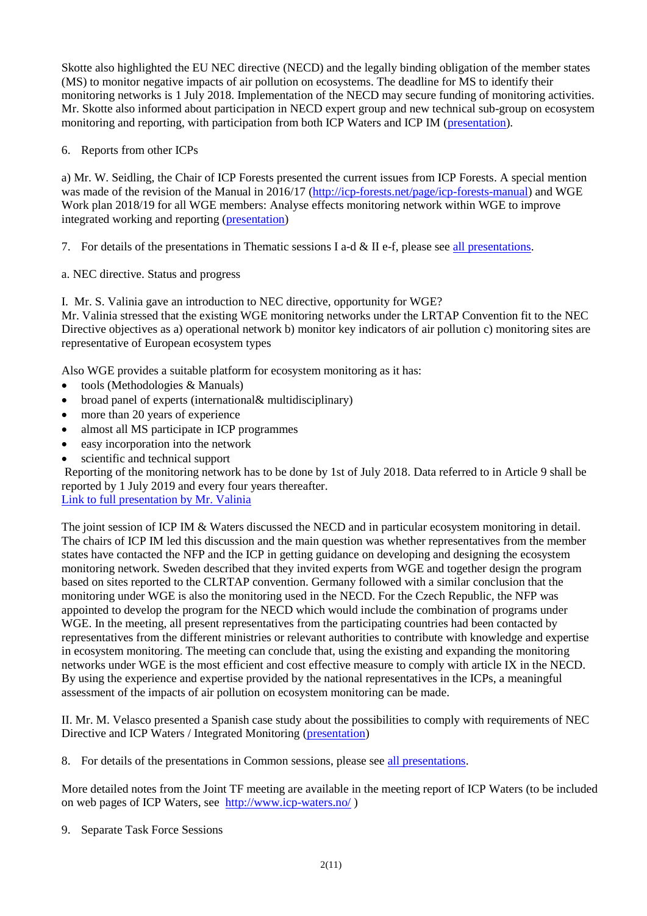Skotte also highlighted the EU NEC directive (NECD) and the legally binding obligation of the member states (MS) to monitor negative impacts of air pollution on ecosystems. The deadline for MS to identify their monitoring networks is 1 July 2018. Implementation of the NECD may secure funding of monitoring activities. Mr. Skotte also informed about participation in NECD expert group and new technical sub-group on ecosystem monitoring and reporting, with participation from both ICP Waters and ICP IM ([presentation]()).

6. Reports from other ICPs

a) Mr. W. Seidling, the Chair of ICP Forests presented the current issues from ICP Forests. A special mention was made of the revision of the Manual in 2016/17 ([http://icp-forests.net/page/icp-forests-manual](http://icp-forests.net/page/icp-forests-manual)) and WGE Work plan 2018/19 for all WGE members: Analyse effects monitoring network within WGE to improve integrated working and reporting ([presentation]())

7. For details of the presentations in Thematic sessions I a-d & II e-f, please see [all presentations]().

a. NEC directive. Status and progress

I. Mr. S. Valinia gave an introduction to NEC directive, opportunity for WGE?
Mr. Valinia stressed that the existing WGE monitoring networks under the LRTAP Convention fit to the NEC Directive objectives as a) operational network b) monitor key indicators of air pollution c) monitoring sites are representative of European ecosystem types

Also WGE provides a suitable platform for ecosystem monitoring as it has:

- tools (Methodologies & Manuals)
- broad panel of experts (international& multidisciplinary)
- more than 20 years of experience
- almost all MS participate in ICP programmes
- easy incorporation into the network
- scientific and technical support

Reporting of the monitoring network has to be done by 1st of July 2018. Data referred to in Article 9 shall be reported by 1 July 2019 and every four years thereafter.
[Link to full presentation by Mr. Valinia]()

The joint session of ICP IM & Waters discussed the NECD and in particular ecosystem monitoring in detail. The chairs of ICP IM led this discussion and the main question was whether representatives from the member states have contacted the NFP and the ICP in getting guidance on developing and designing the ecosystem monitoring network. Sweden described that they invited experts from WGE and together design the program based on sites reported to the CLRTAP convention. Germany followed with a similar conclusion that the monitoring under WGE is also the monitoring used in the NECD. For the Czech Republic, the NFP was appointed to develop the program for the NECD which would include the combination of programs under WGE. In the meeting, all present representatives from the participating countries had been contacted by representatives from the different ministries or relevant authorities to contribute with knowledge and expertise in ecosystem monitoring. The meeting can conclude that, using the existing and expanding the monitoring networks under WGE is the most efficient and cost effective measure to comply with article IX in the NECD. By using the experience and expertise provided by the national representatives in the ICPs, a meaningful assessment of the impacts of air pollution on ecosystem monitoring can be made.

II. Mr. M. Velasco presented a Spanish case study about the possibilities to comply with requirements of NEC Directive and ICP Waters / Integrated Monitoring ([presentation]())

8. For details of the presentations in Common sessions, please see [all presentations]().

More detailed notes from the Joint TF meeting are available in the meeting report of ICP Waters (to be included on web pages of ICP Waters, see [http://www.icp-waters.no/](http://www.icp-waters.no/) )

9. Separate Task Force Sessions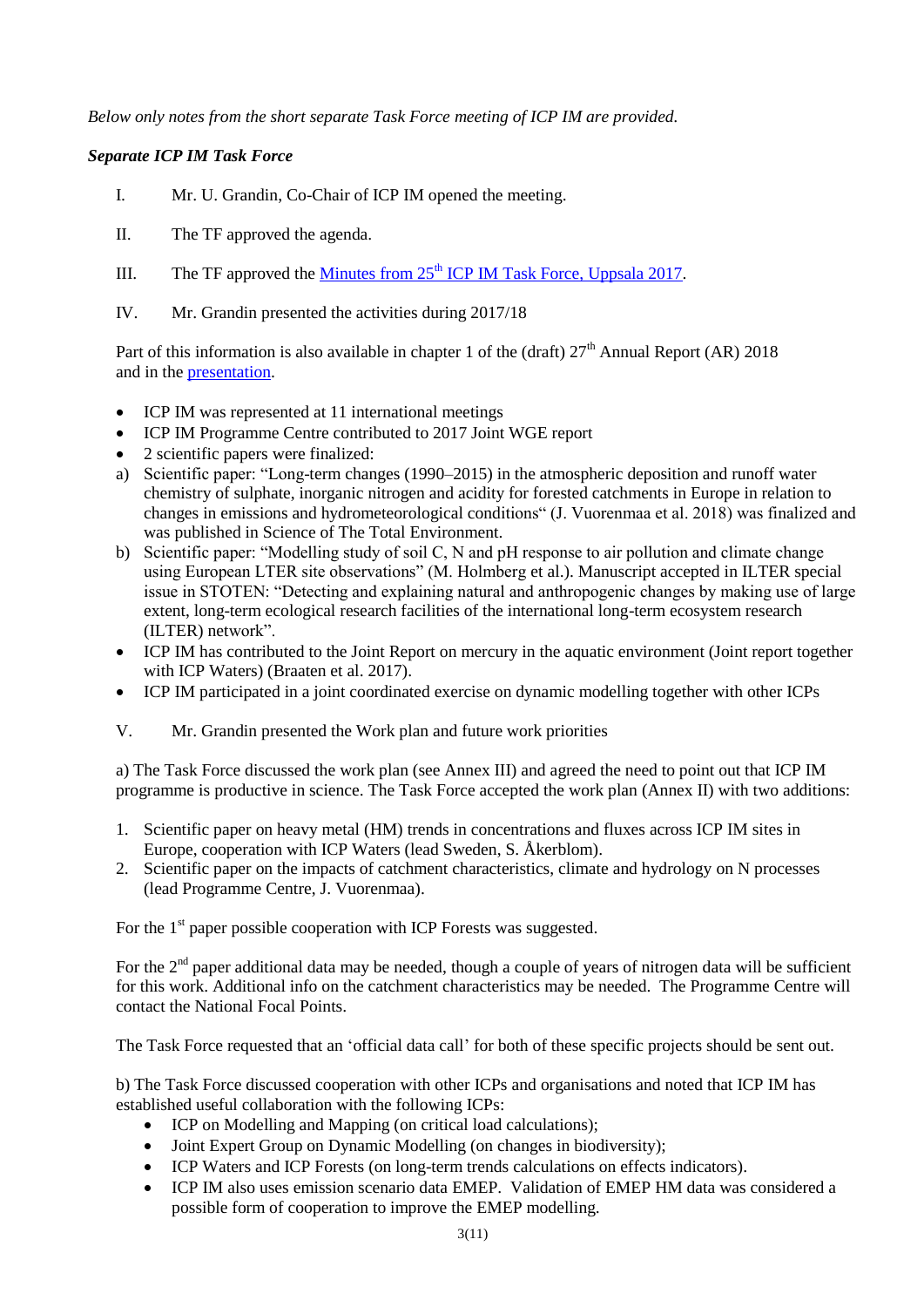*Below only notes from the short separate Task Force meeting of ICP IM are provided.*

***Separate ICP IM Task Force***

I. Mr. U. Grandin, Co-Chair of ICP IM opened the meeting.

II. The TF approved the agenda.

III. The TF approved the Minutes from 25th ICP IM Task Force, Uppsala 2017.

IV. Mr. Grandin presented the activities during 2017/18

Part of this information is also available in chapter 1 of the (draft) 27th Annual Report (AR) 2018 and in the presentation.

- ICP IM was represented at 11 international meetings
- ICP IM Programme Centre contributed to 2017 Joint WGE report
- 2 scientific papers were finalized:

a) Scientific paper: "Long-term changes (1990–2015) in the atmospheric deposition and runoff water chemistry of sulphate, inorganic nitrogen and acidity for forested catchments in Europe in relation to changes in emissions and hydrometeorological conditions" (J. Vuorenmaa et al. 2018) was finalized and was published in Science of The Total Environment.

b) Scientific paper: "Modelling study of soil C, N and pH response to air pollution and climate change using European LTER site observations" (M. Holmberg et al.). Manuscript accepted in ILTER special issue in STOTEN: "Detecting and explaining natural and anthropogenic changes by making use of large extent, long-term ecological research facilities of the international long-term ecosystem research (ILTER) network".

- ICP IM has contributed to the Joint Report on mercury in the aquatic environment (Joint report together with ICP Waters) (Braaten et al. 2017).
- ICP IM participated in a joint coordinated exercise on dynamic modelling together with other ICPs

V. Mr. Grandin presented the Work plan and future work priorities

a) The Task Force discussed the work plan (see Annex III) and agreed the need to point out that ICP IM programme is productive in science. The Task Force accepted the work plan (Annex II) with two additions:

1. Scientific paper on heavy metal (HM) trends in concentrations and fluxes across ICP IM sites in Europe, cooperation with ICP Waters (lead Sweden, S. Åkerblom).
2. Scientific paper on the impacts of catchment characteristics, climate and hydrology on N processes (lead Programme Centre, J. Vuorenmaa).

For the 1st paper possible cooperation with ICP Forests was suggested.

For the 2nd paper additional data may be needed, though a couple of years of nitrogen data will be sufficient for this work. Additional info on the catchment characteristics may be needed. The Programme Centre will contact the National Focal Points.

The Task Force requested that an 'official data call' for both of these specific projects should be sent out.

b) The Task Force discussed cooperation with other ICPs and organisations and noted that ICP IM has established useful collaboration with the following ICPs:

- ICP on Modelling and Mapping (on critical load calculations);
- Joint Expert Group on Dynamic Modelling (on changes in biodiversity);
- ICP Waters and ICP Forests (on long-term trends calculations on effects indicators).
- ICP IM also uses emission scenario data EMEP. Validation of EMEP HM data was considered a possible form of cooperation to improve the EMEP modelling.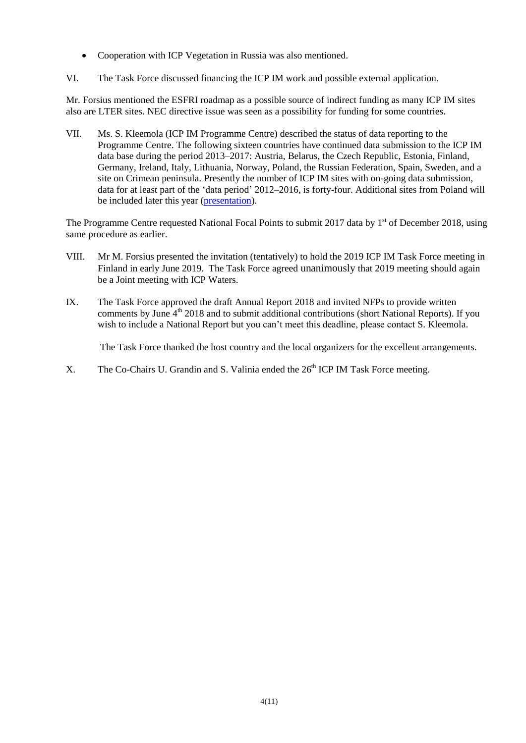- Cooperation with ICP Vegetation in Russia was also mentioned.

VI. The Task Force discussed financing the ICP IM work and possible external application.

Mr. Forsius mentioned the ESFRI roadmap as a possible source of indirect funding as many ICP IM sites also are LTER sites. NEC directive issue was seen as a possibility for funding for some countries.

VII. Ms. S. Kleemola (ICP IM Programme Centre) described the status of data reporting to the Programme Centre. The following sixteen countries have continued data submission to the ICP IM data base during the period 2013–2017: Austria, Belarus, the Czech Republic, Estonia, Finland, Germany, Ireland, Italy, Lithuania, Norway, Poland, the Russian Federation, Spain, Sweden, and a site on Crimean peninsula. Presently the number of ICP IM sites with on-going data submission, data for at least part of the 'data period' 2012–2016, is forty-four. Additional sites from Poland will be included later this year (presentation).

The Programme Centre requested National Focal Points to submit 2017 data by 1st of December 2018, using same procedure as earlier.

VIII. Mr M. Forsius presented the invitation (tentatively) to hold the 2019 ICP IM Task Force meeting in Finland in early June 2019. The Task Force agreed unanimously that 2019 meeting should again be a Joint meeting with ICP Waters.

IX. The Task Force approved the draft Annual Report 2018 and invited NFPs to provide written comments by June 4th 2018 and to submit additional contributions (short National Reports). If you wish to include a National Report but you can't meet this deadline, please contact S. Kleemola.

The Task Force thanked the host country and the local organizers for the excellent arrangements.

X. The Co-Chairs U. Grandin and S. Valinia ended the 26th ICP IM Task Force meeting.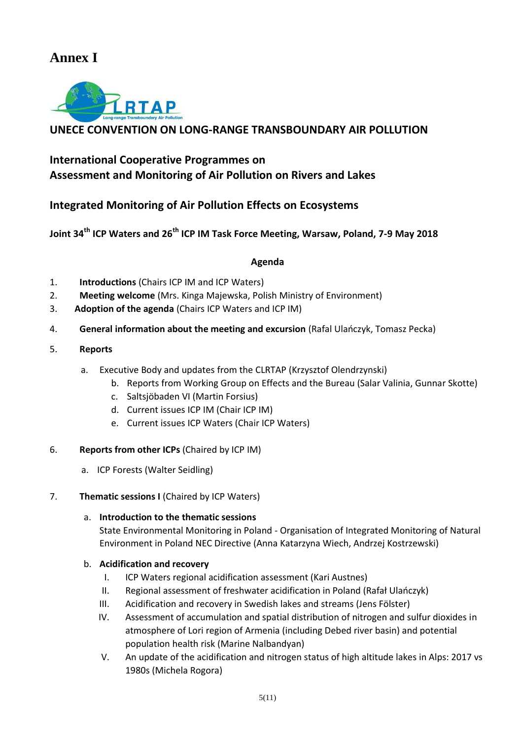# Annex I

LRTAP
Long-range Transboundary Air Pollution

## UNECE CONVENTION ON LONG-RANGE TRANSBOUNDARY AIR POLLUTION

## International Cooperative Programmes on Assessment and Monitoring of Air Pollution on Rivers and Lakes

## Integrated Monitoring of Air Pollution Effects on Ecosystems

### Joint 34th ICP Waters and 26th ICP IM Task Force Meeting, Warsaw, Poland, 7-9 May 2018

**Agenda**

1. **Introductions** (Chairs ICP IM and ICP Waters)
2. **Meeting welcome** (Mrs. Kinga Majewska, Polish Ministry of Environment)
3. **Adoption of the agenda** (Chairs ICP Waters and ICP IM)
4. **General information about the meeting and excursion** (Rafal Ulańczyk, Tomasz Pecka)
5. **Reports**
   a. Executive Body and updates from the CLRTAP (Krzysztof Olendrzynski)
   b. Reports from Working Group on Effects and the Bureau (Salar Valinia, Gunnar Skotte)
   c. Saltsjöbaden VI (Martin Forsius)
   d. Current issues ICP IM (Chair ICP IM)
   e. Current issues ICP Waters (Chair ICP Waters)
6. **Reports from other ICPs** (Chaired by ICP IM)
   a. ICP Forests (Walter Seidling)
7. **Thematic sessions I** (Chaired by ICP Waters)
   a. **Introduction to the thematic sessions**
      State Environmental Monitoring in Poland - Organisation of Integrated Monitoring of Natural Environment in Poland NEC Directive (Anna Katarzyna Wiech, Andrzej Kostrzewski)
   b. **Acidification and recovery**
      I. ICP Waters regional acidification assessment (Kari Austnes)
      II. Regional assessment of freshwater acidification in Poland (Rafał Ulańczyk)
      III. Acidification and recovery in Swedish lakes and streams (Jens Fölster)
      IV. Assessment of accumulation and spatial distribution of nitrogen and sulfur dioxides in atmosphere of Lori region of Armenia (including Debed river basin) and potential population health risk (Marine Nalbandyan)
      V. An update of the acidification and nitrogen status of high altitude lakes in Alps: 2017 vs 1980s (Michela Rogora)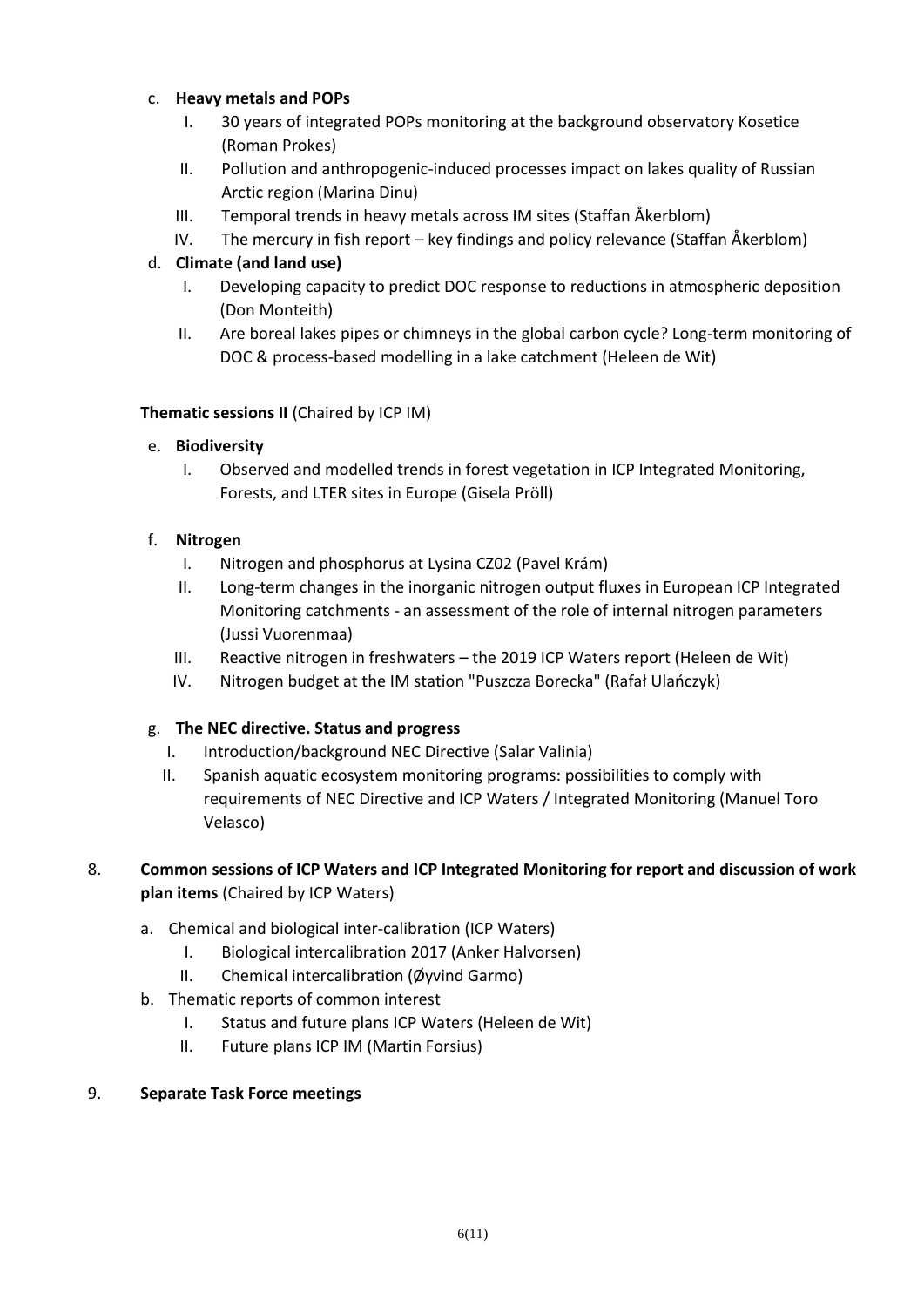c. **Heavy metals and POPs**

   I. 30 years of integrated POPs monitoring at the background observatory Kosetice (Roman Prokes)

   II. Pollution and anthropogenic-induced processes impact on lakes quality of Russian Arctic region (Marina Dinu)

   III. Temporal trends in heavy metals across IM sites (Staffan Åkerblom)

   IV. The mercury in fish report – key findings and policy relevance (Staffan Åkerblom)

d. **Climate (and land use)**

   I. Developing capacity to predict DOC response to reductions in atmospheric deposition (Don Monteith)

   II. Are boreal lakes pipes or chimneys in the global carbon cycle? Long-term monitoring of DOC & process-based modelling in a lake catchment (Heleen de Wit)

**Thematic sessions II** (Chaired by ICP IM)

e. **Biodiversity**

   I. Observed and modelled trends in forest vegetation in ICP Integrated Monitoring, Forests, and LTER sites in Europe (Gisela Pröll)

f. **Nitrogen**

   I. Nitrogen and phosphorus at Lysina CZ02 (Pavel Krám)

   II. Long-term changes in the inorganic nitrogen output fluxes in European ICP Integrated Monitoring catchments - an assessment of the role of internal nitrogen parameters (Jussi Vuorenmaa)

   III. Reactive nitrogen in freshwaters – the 2019 ICP Waters report (Heleen de Wit)

   IV. Nitrogen budget at the IM station "Puszcza Borecka" (Rafał Ulańczyk)

g. **The NEC directive. Status and progress**

   I. Introduction/background NEC Directive (Salar Valinia)

   II. Spanish aquatic ecosystem monitoring programs: possibilities to comply with requirements of NEC Directive and ICP Waters / Integrated Monitoring (Manuel Toro Velasco)

8. **Common sessions of ICP Waters and ICP Integrated Monitoring for report and discussion of work plan items** (Chaired by ICP Waters)

   a. Chemical and biological inter-calibration (ICP Waters)

      I. Biological intercalibration 2017 (Anker Halvorsen)

      II. Chemical intercalibration (Øyvind Garmo)

   b. Thematic reports of common interest

      I. Status and future plans ICP Waters (Heleen de Wit)

      II. Future plans ICP IM (Martin Forsius)

9. **Separate Task Force meetings**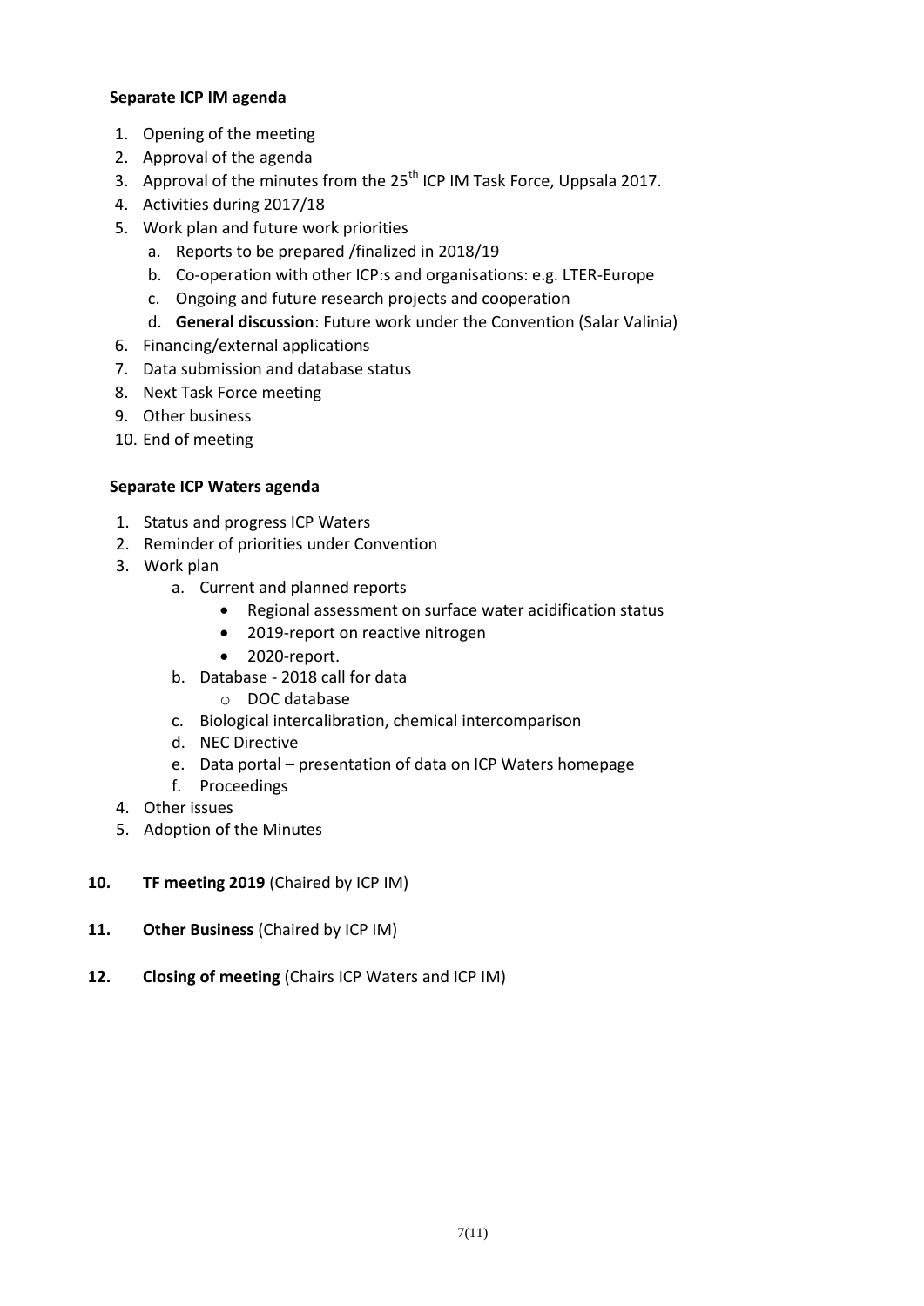**Separate ICP IM agenda**

1. Opening of the meeting
2. Approval of the agenda
3. Approval of the minutes from the $25^{th}$ ICP IM Task Force, Uppsala 2017.
4. Activities during 2017/18
5. Work plan and future work priorities
   a. Reports to be prepared /finalized in 2018/19
   b. Co-operation with other ICP:s and organisations: e.g. LTER-Europe
   c. Ongoing and future research projects and cooperation
   d. **General discussion**: Future work under the Convention (Salar Valinia)
6. Financing/external applications
7. Data submission and database status
8. Next Task Force meeting
9. Other business
10. End of meeting

**Separate ICP Waters agenda**

1. Status and progress ICP Waters
2. Reminder of priorities under Convention
3. Work plan
   a. Current and planned reports
      - Regional assessment on surface water acidification status
      - 2019-report on reactive nitrogen
      - 2020-report.
   b. Database - 2018 call for data
      - DOC database
   c. Biological intercalibration, chemical intercomparison
   d. NEC Directive
   e. Data portal – presentation of data on ICP Waters homepage
   f. Proceedings
4. Other issues
5. Adoption of the Minutes

**10. TF meeting 2019** (Chaired by ICP IM)

**11. Other Business** (Chaired by ICP IM)

**12. Closing of meeting** (Chairs ICP Waters and ICP IM)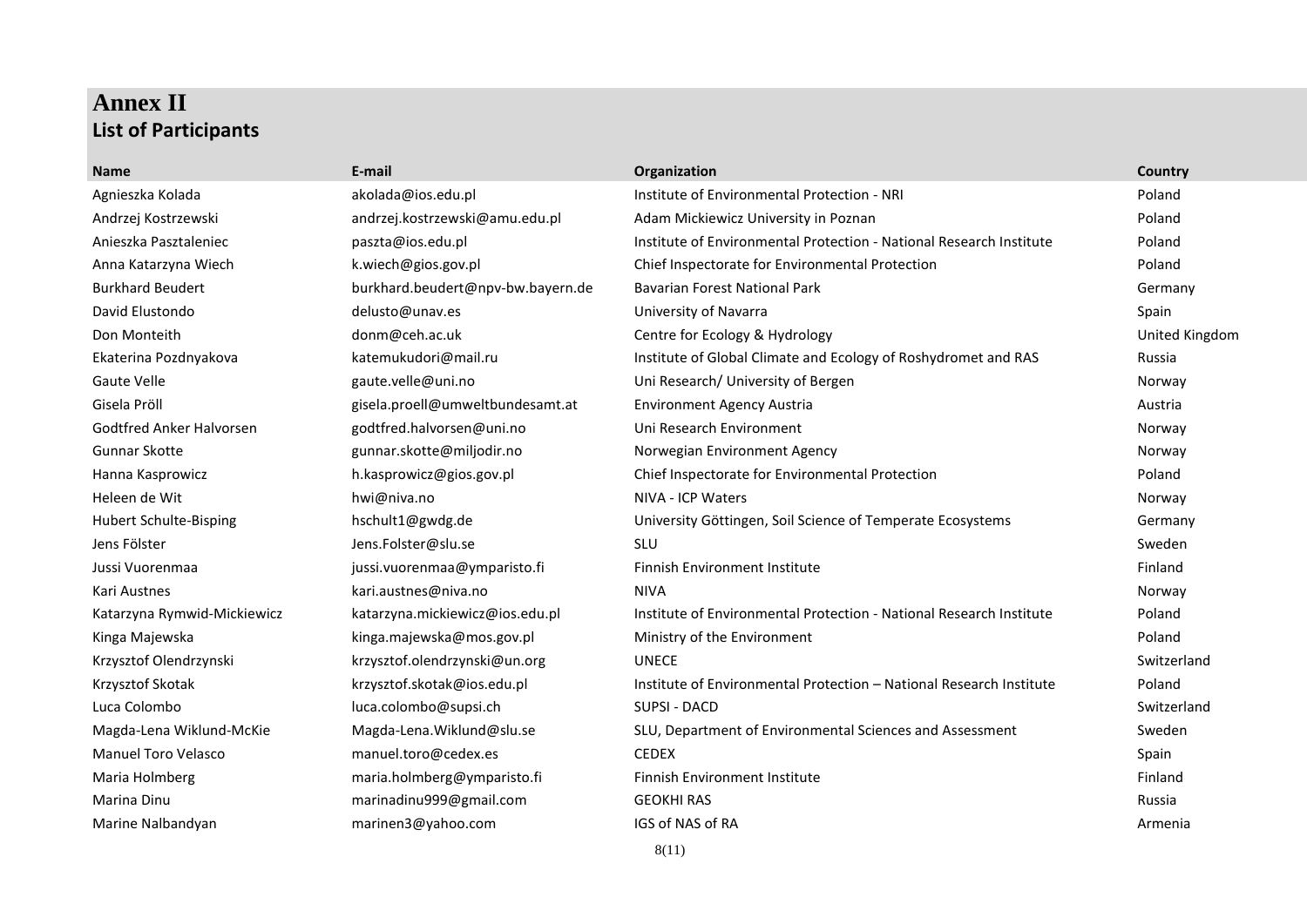# Annex II

## List of Participants

| Name | E-mail | Organization | Country |
|---|---|---|---|
| Agnieszka Kolada | akolada@ios.edu.pl | Institute of Environmental Protection - NRI | Poland |
| Andrzej Kostrzewski | andrzej.kostrzewski@amu.edu.pl | Adam Mickiewicz University in Poznan | Poland |
| Anieszka Pasztaleniec | paszta@ios.edu.pl | Institute of Environmental Protection - National Research Institute | Poland |
| Anna Katarzyna Wiech | k.wiech@gios.gov.pl | Chief Inspectorate for Environmental Protection | Poland |
| Burkhard Beudert | burkhard.beudert@npv-bw.bayern.de | Bavarian Forest National Park | Germany |
| David Elustondo | delusto@unav.es | University of Navarra | Spain |
| Don Monteith | donm@ceh.ac.uk | Centre for Ecology & Hydrology | United Kingdom |
| Ekaterina Pozdnyakova | katemukudori@mail.ru | Institute of Global Climate and Ecology of Roshydromet and RAS | Russia |
| Gaute Velle | gaute.velle@uni.no | Uni Research/ University of Bergen | Norway |
| Gisela Pröll | gisela.proell@umweltbundesamt.at | Environment Agency Austria | Austria |
| Godtfred Anker Halvorsen | godtfred.halvorsen@uni.no | Uni Research Environment | Norway |
| Gunnar Skotte | gunnar.skotte@miljodir.no | Norwegian Environment Agency | Norway |
| Hanna Kasprowicz | h.kasprowicz@gios.gov.pl | Chief Inspectorate for Environmental Protection | Poland |
| Heleen de Wit | hwi@niva.no | NIVA - ICP Waters | Norway |
| Hubert Schulte-Bisping | hschult1@gwdg.de | University Göttingen, Soil Science of Temperate Ecosystems | Germany |
| Jens Fölster | Jens.Folster@slu.se | SLU | Sweden |
| Jussi Vuorenmaa | jussi.vuorenmaa@ymparisto.fi | Finnish Environment Institute | Finland |
| Kari Austnes | kari.austnes@niva.no | NIVA | Norway |
| Katarzyna Rymwid-Mickiewicz | katarzyna.mickiewicz@ios.edu.pl | Institute of Environmental Protection - National Research Institute | Poland |
| Kinga Majewska | kinga.majewska@mos.gov.pl | Ministry of the Environment | Poland |
| Krzysztof Olendrzynski | krzysztof.olendrzynski@un.org | UNECE | Switzerland |
| Krzysztof Skotak | krzysztof.skotak@ios.edu.pl | Institute of Environmental Protection – National Research Institute | Poland |
| Luca Colombo | luca.colombo@supsi.ch | SUPSI - DACD | Switzerland |
| Magda-Lena Wiklund-McKie | Magda-Lena.Wiklund@slu.se | SLU, Department of Environmental Sciences and Assessment | Sweden |
| Manuel Toro Velasco | manuel.toro@cedex.es | CEDEX | Spain |
| Maria Holmberg | maria.holmberg@ymparisto.fi | Finnish Environment Institute | Finland |
| Marina Dinu | marinadinu999@gmail.com | GEOKHI RAS | Russia |
| Marine Nalbandyan | marinen3@yahoo.com | IGS of NAS of RA | Armenia |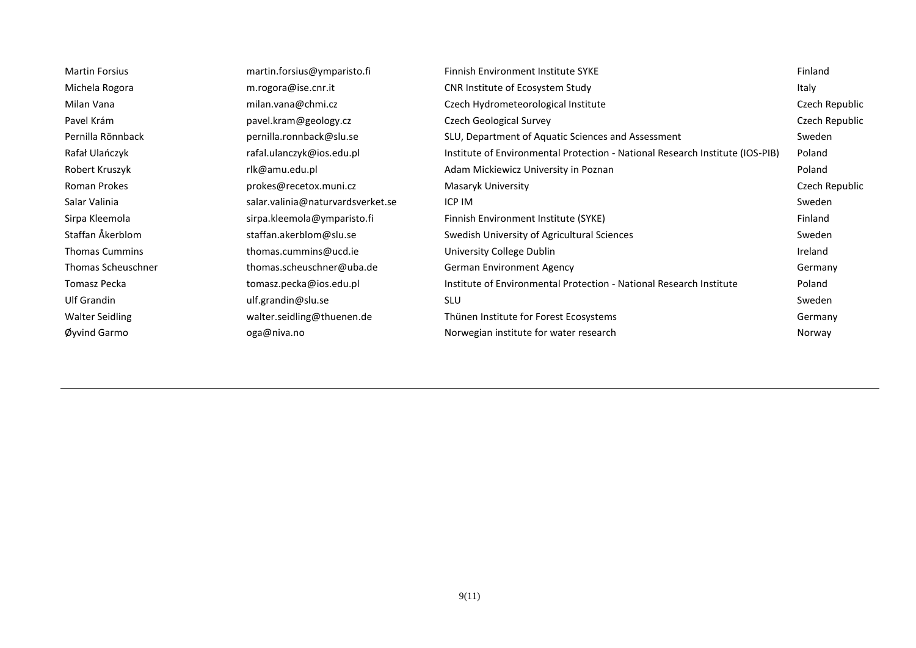| | | | |
|---|---|---|---|
| Martin Forsius | martin.forsius@ymparisto.fi | Finnish Environment Institute SYKE | Finland |
| Michela Rogora | m.rogora@ise.cnr.it | CNR Institute of Ecosystem Study | Italy |
| Milan Vana | milan.vana@chmi.cz | Czech Hydrometeorological Institute | Czech Republic |
| Pavel Krám | pavel.kram@geology.cz | Czech Geological Survey | Czech Republic |
| Pernilla Rönnback | pernilla.ronnback@slu.se | SLU, Department of Aquatic Sciences and Assessment | Sweden |
| Rafał Ulańczyk | rafal.ulanczyk@ios.edu.pl | Institute of Environmental Protection - National Research Institute (IOS-PIB) | Poland |
| Robert Kruszyk | rlk@amu.edu.pl | Adam Mickiewicz University in Poznan | Poland |
| Roman Prokes | prokes@recetox.muni.cz | Masaryk University | Czech Republic |
| Salar Valinia | salar.valinia@naturvardsverket.se | ICP IM | Sweden |
| Sirpa Kleemola | sirpa.kleemola@ymparisto.fi | Finnish Environment Institute (SYKE) | Finland |
| Staffan Åkerblom | staffan.akerblom@slu.se | Swedish University of Agricultural Sciences | Sweden |
| Thomas Cummins | thomas.cummins@ucd.ie | University College Dublin | Ireland |
| Thomas Scheuschner | thomas.scheuschner@uba.de | German Environment Agency | Germany |
| Tomasz Pecka | tomasz.pecka@ios.edu.pl | Institute of Environmental Protection - National Research Institute | Poland |
| Ulf Grandin | ulf.grandin@slu.se | SLU | Sweden |
| Walter Seidling | walter.seidling@thuenen.de | Thünen Institute for Forest Ecosystems | Germany |
| Øyvind Garmo | oga@niva.no | Norwegian institute for water research | Norway |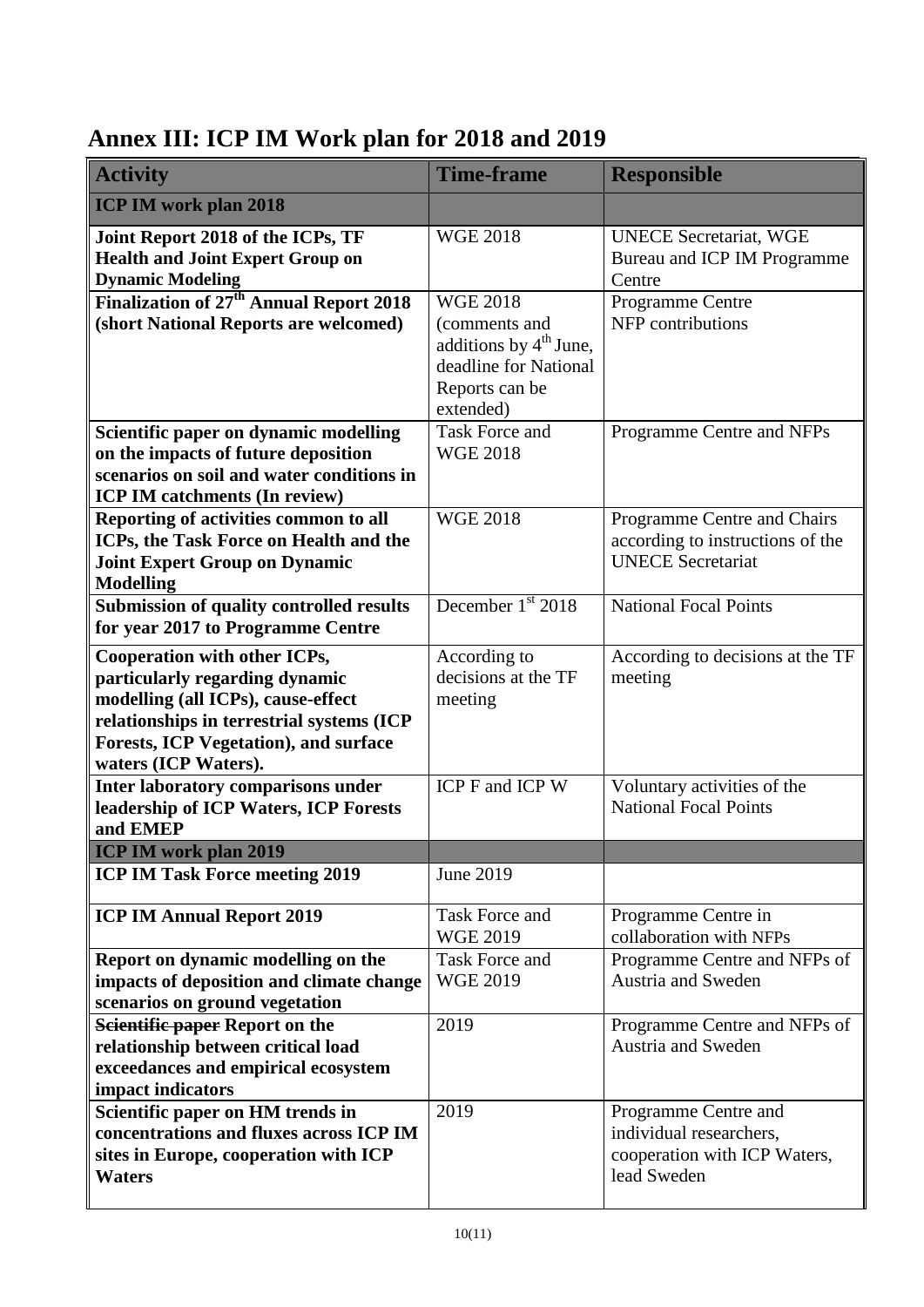# Annex III: ICP IM Work plan for 2018 and 2019

| Activity | Time-frame | Responsible |
|---|---|---|
| **ICP IM work plan 2018** | | |
| **Joint Report 2018 of the ICPs, TF Health and Joint Expert Group on Dynamic Modeling** | WGE 2018 | UNECE Secretariat, WGE Bureau and ICP IM Programme Centre |
| **Finalization of 27th Annual Report 2018 (short National Reports are welcomed)** | WGE 2018 (comments and additions by 4th June, deadline for National Reports can be extended) | Programme Centre NFP contributions |
| **Scientific paper on dynamic modelling on the impacts of future deposition scenarios on soil and water conditions in ICP IM catchments (In review)** | Task Force and WGE 2018 | Programme Centre and NFPs |
| **Reporting of activities common to all ICPs, the Task Force on Health and the Joint Expert Group on Dynamic Modelling** | WGE 2018 | Programme Centre and Chairs according to instructions of the UNECE Secretariat |
| **Submission of quality controlled results for year 2017 to Programme Centre** | December 1st 2018 | National Focal Points |
| **Cooperation with other ICPs, particularly regarding dynamic modelling (all ICPs), cause-effect relationships in terrestrial systems (ICP Forests, ICP Vegetation), and surface waters (ICP Waters).** | According to decisions at the TF meeting | According to decisions at the TF meeting |
| **Inter laboratory comparisons under leadership of ICP Waters, ICP Forests and EMEP** | ICP F and ICP W | Voluntary activities of the National Focal Points |
| **ICP IM work plan 2019** | | |
| **ICP IM Task Force meeting 2019** | June 2019 | |
| **ICP IM Annual Report 2019** | Task Force and WGE 2019 | Programme Centre in collaboration with NFPs |
| **Report on dynamic modelling on the impacts of deposition and climate change scenarios on ground vegetation** | Task Force and WGE 2019 | Programme Centre and NFPs of Austria and Sweden |
| **~~Scientific paper~~ Report on the relationship between critical load exceedances and empirical ecosystem impact indicators** | 2019 | Programme Centre and NFPs of Austria and Sweden |
| **Scientific paper on HM trends in concentrations and fluxes across ICP IM sites in Europe, cooperation with ICP Waters** | 2019 | Programme Centre and individual researchers, cooperation with ICP Waters, lead Sweden |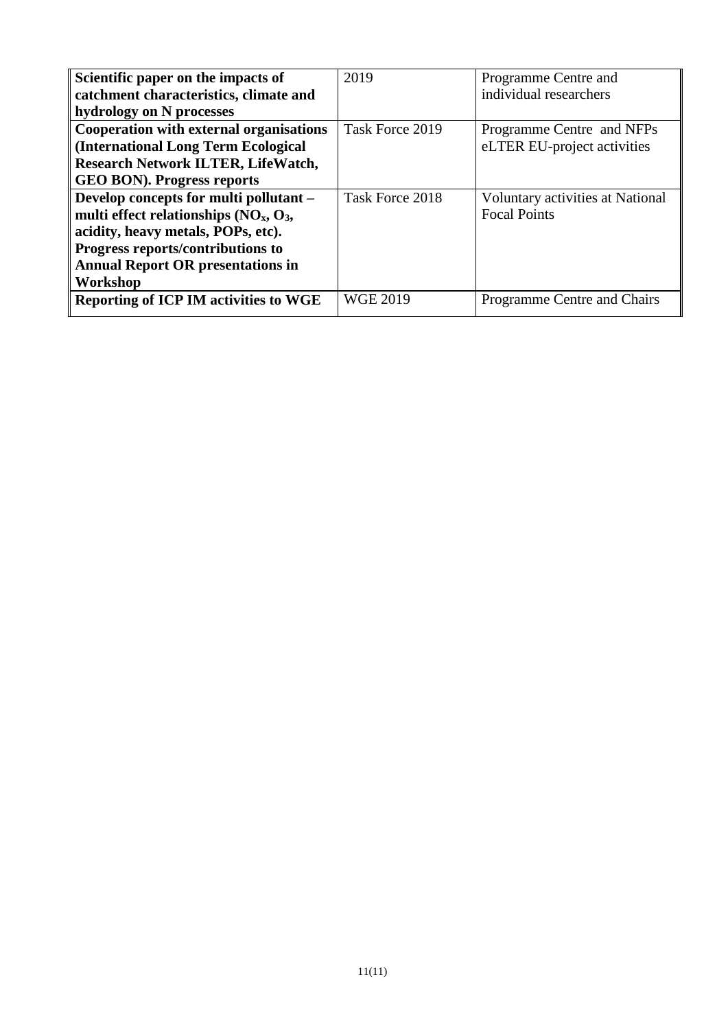| | | |
|---|---|---|
| **Scientific paper on the impacts of catchment characteristics, climate and hydrology on N processes** | 2019 | Programme Centre and individual researchers |
| **Cooperation with external organisations (International Long Term Ecological Research Network ILTER, LifeWatch, GEO BON). Progress reports** | Task Force 2019 | Programme Centre and NFPs eLTER EU-project activities |
| **Develop concepts for multi pollutant – multi effect relationships ($NO_x$, $O_3$, acidity, heavy metals, POPs, etc). Progress reports/contributions to Annual Report OR presentations in Workshop** | Task Force 2018 | Voluntary activities at National Focal Points |
| **Reporting of ICP IM activities to WGE** | WGE 2019 | Programme Centre and Chairs |